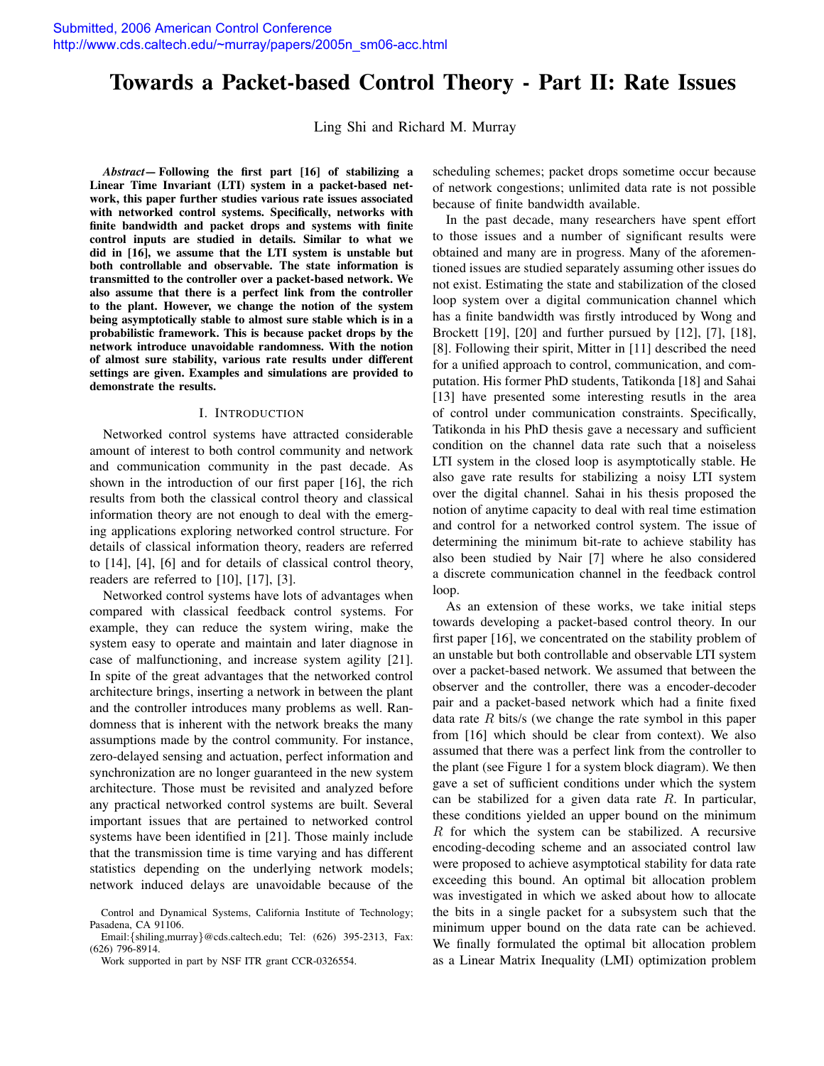Submitted, 2006 American Control Conference
http://www.cds.caltech.edu/~murray/papers/2005n_sm06-acc.html

# Towards a Packet-based Control Theory - Part II: Rate Issues

Ling Shi and Richard M. Murray

***Abstract*— Following the first part [16] of stabilizing a Linear Time Invariant (LTI) system in a packet-based network, this paper further studies various rate issues associated with networked control systems. Specifically, networks with finite bandwidth and packet drops and systems with finite control inputs are studied in details. Similar to what we did in [16], we assume that the LTI system is unstable but both controllable and observable. The state information is transmitted to the controller over a packet-based network. We also assume that there is a perfect link from the controller to the plant. However, we change the notion of the system being asymptotically stable to almost sure stable which is in a probabilistic framework. This is because packet drops by the network introduce unavoidable randomness. With the notion of almost sure stability, various rate results under different settings are given. Examples and simulations are provided to demonstrate the results.**

## I. Introduction

Networked control systems have attracted considerable amount of interest to both control community and network and communication community in the past decade. As shown in the introduction of our first paper [16], the rich results from both the classical control theory and classical information theory are not enough to deal with the emerging applications exploring networked control structure. For details of classical information theory, readers are referred to [14], [4], [6] and for details of classical control theory, readers are referred to [10], [17], [3].

Networked control systems have lots of advantages when compared with classical feedback control systems. For example, they can reduce the system wiring, make the system easy to operate and maintain and later diagnose in case of malfunctioning, and increase system agility [21]. In spite of the great advantages that the networked control architecture brings, inserting a network in between the plant and the controller introduces many problems as well. Randomness that is inherent with the network breaks the many assumptions made by the control community. For instance, zero-delayed sensing and actuation, perfect information and synchronization are no longer guaranteed in the new system architecture. Those must be revisited and analyzed before any practical networked control systems are built. Several important issues that are pertained to networked control systems have been identified in [21]. Those mainly include that the transmission time is time varying and has different statistics depending on the underlying network models; network induced delays are unavoidable because of the scheduling schemes; packet drops sometime occur because of network congestions; unlimited data rate is not possible because of finite bandwidth available.

In the past decade, many researchers have spent effort to those issues and a number of significant results were obtained and many are in progress. Many of the aforementioned issues are studied separately assuming other issues do not exist. Estimating the state and stabilization of the closed loop system over a digital communication channel which has a finite bandwidth was firstly introduced by Wong and Brockett [19], [20] and further pursued by [12], [7], [18], [8]. Following their spirit, Mitter in [11] described the need for a unified approach to control, communication, and computation. His former PhD students, Tatikonda [18] and Sahai [13] have presented some interesting resutls in the area of control under communication constraints. Specifically, Tatikonda in his PhD thesis gave a necessary and sufficient condition on the channel data rate such that a noiseless LTI system in the closed loop is asymptotically stable. He also gave rate results for stabilizing a noisy LTI system over the digital channel. Sahai in his thesis proposed the notion of anytime capacity to deal with real time estimation and control for a networked control system. The issue of determining the minimum bit-rate to achieve stability has also been studied by Nair [7] where he also considered a discrete communication channel in the feedback control loop.

As an extension of these works, we take initial steps towards developing a packet-based control theory. In our first paper [16], we concentrated on the stability problem of an unstable but both controllable and observable LTI system over a packet-based network. We assumed that between the observer and the controller, there was a encoder-decoder pair and a packet-based network which had a finite fixed data rate $R$ bits/s (we change the rate symbol in this paper from [16] which should be clear from context). We also assumed that there was a perfect link from the controller to the plant (see Figure 1 for a system block diagram). We then gave a set of sufficient conditions under which the system can be stabilized for a given data rate $R$. In particular, these conditions yielded an upper bound on the minimum $R$ for which the system can be stabilized. A recursive encoding-decoding scheme and an associated control law were proposed to achieve asymptotical stability for data rate exceeding this bound. An optimal bit allocation problem was investigated in which we asked about how to allocate the bits in a single packet for a subsystem such that the minimum upper bound on the data rate can be achieved. We finally formulated the optimal bit allocation problem as a Linear Matrix Inequality (LMI) optimization problem

Control and Dynamical Systems, California Institute of Technology; Pasadena, CA 91106.

Email:{shiling,murray}@cds.caltech.edu; Tel: (626) 395-2313, Fax: (626) 796-8914.

Work supported in part by NSF ITR grant CCR-0326554.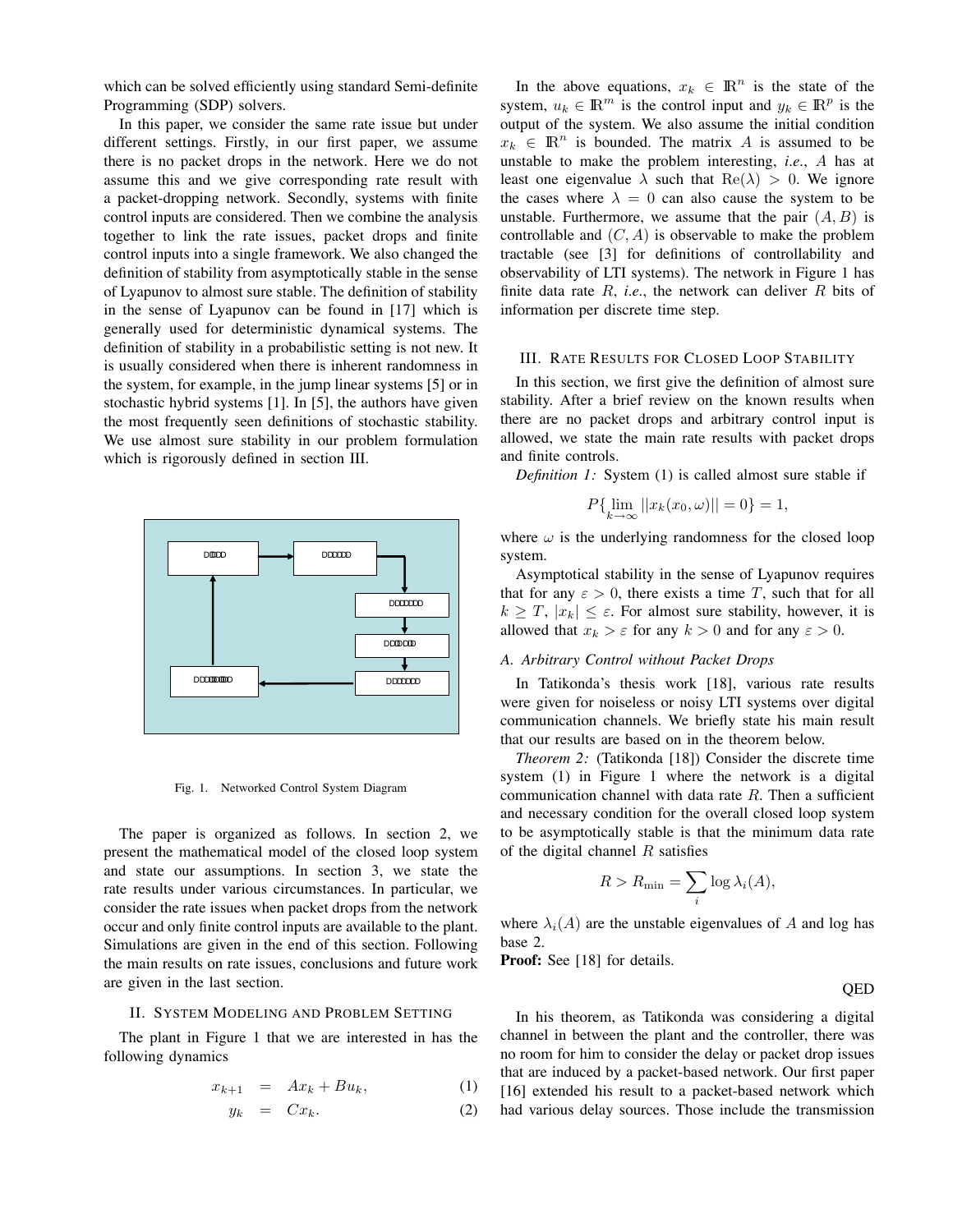which can be solved efficiently using standard Semi-definite Programming (SDP) solvers.

In this paper, we consider the same rate issue but under different settings. Firstly, in our first paper, we assume there is no packet drops in the network. Here we do not assume this and we give corresponding rate result with a packet-dropping network. Secondly, systems with finite control inputs are considered. Then we combine the analysis together to link the rate issues, packet drops and finite control inputs into a single framework. We also changed the definition of stability from asymptotically stable in the sense of Lyapunov to almost sure stable. The definition of stability in the sense of Lyapunov can be found in [17] which is generally used for deterministic dynamical systems. The definition of stability in a probabilistic setting is not new. It is usually considered when there is inherent randomness in the system, for example, in the jump linear systems [5] or in stochastic hybrid systems [1]. In [5], the authors have given the most frequently seen definitions of stochastic stability. We use almost sure stability in our problem formulation which is rigorously defined in section III.

Fig. 1. Networked Control System Diagram

The paper is organized as follows. In section 2, we present the mathematical model of the closed loop system and state our assumptions. In section 3, we state the rate results under various circumstances. In particular, we consider the rate issues when packet drops from the network occur and only finite control inputs are available to the plant. Simulations are given in the end of this section. Following the main results on rate issues, conclusions and future work are given in the last section.

## II. System Modeling and Problem Setting

The plant in Figure 1 that we are interested in has the following dynamics

$$x_{k+1} = Ax_k + Bu_k, \tag{1}$$

$$y_k = Cx_k. \tag{2}$$

In the above equations, $x_k \in \mathbb{R}^n$ is the state of the system, $u_k \in \mathbb{R}^m$ is the control input and $y_k \in \mathbb{R}^p$ is the output of the system. We also assume the initial condition $x_k \in \mathbb{R}^n$ is bounded. The matrix $A$ is assumed to be unstable to make the problem interesting, *i.e.*, $A$ has at least one eigenvalue $\lambda$ such that $\text{Re}(\lambda) > 0$. We ignore the cases where $\lambda = 0$ can also cause the system to be unstable. Furthermore, we assume that the pair $(A, B)$ is controllable and $(C, A)$ is observable to make the problem tractable (see [3] for definitions of controllability and observability of LTI systems). The network in Figure 1 has finite data rate $R$, *i.e.*, the network can deliver $R$ bits of information per discrete time step.

## III. Rate Results for Closed Loop Stability

In this section, we first give the definition of almost sure stability. After a brief review on the known results when there are no packet drops and arbitrary control input is allowed, we state the main rate results with packet drops and finite controls.

*Definition 1:* System (1) is called almost sure stable if

$$P\{\lim_{k\to\infty} ||x_k(x_0, \omega)|| = 0\} = 1,$$

where $\omega$ is the underlying randomness for the closed loop system.

Asymptotical stability in the sense of Lyapunov requires that for any $\varepsilon > 0$, there exists a time $T$, such that for all $k \geq T$, $|x_k| \leq \varepsilon$. For almost sure stability, however, it is allowed that $x_k > \varepsilon$ for any $k > 0$ and for any $\varepsilon > 0$.

### A. Arbitrary Control without Packet Drops

In Tatikonda's thesis work [18], various rate results were given for noiseless or noisy LTI systems over digital communication channels. We briefly state his main result that our results are based on in the theorem below.

*Theorem 2:* (Tatikonda [18]) Consider the discrete time system (1) in Figure 1 where the network is a digital communication channel with data rate $R$. Then a sufficient and necessary condition for the overall closed loop system to be asymptotically stable is that the minimum data rate of the digital channel $R$ satisfies

$$R > R_{\min} = \sum_i \log \lambda_i(A),$$

where $\lambda_i(A)$ are the unstable eigenvalues of $A$ and log has base 2.

**Proof:** See [18] for details.

QED

In his theorem, as Tatikonda was considering a digital channel in between the plant and the controller, there was no room for him to consider the delay or packet drop issues that are induced by a packet-based network. Our first paper [16] extended his result to a packet-based network which had various delay sources. Those include the transmission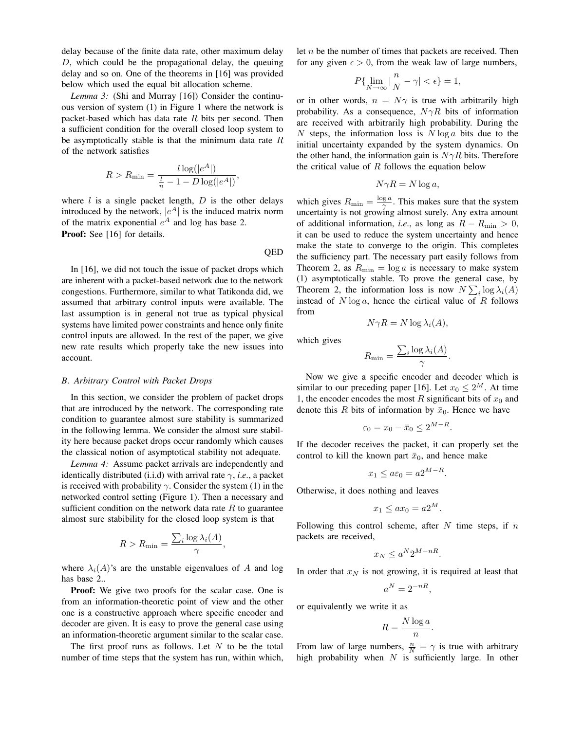delay because of the finite data rate, other maximum delay $D$, which could be the propagational delay, the queuing delay and so on. One of the theorems in [16] was provided below which used the equal bit allocation scheme.

*Lemma 3:* (Shi and Murray [16]) Consider the continuous version of system (1) in Figure 1 where the network is packet-based which has data rate $R$ bits per second. Then a sufficient condition for the overall closed loop system to be asymptotically stable is that the minimum data rate $R$ of the network satisfies

$$R > R_{\min} = \frac{l \log(|e^A|)}{\frac{l}{n} - 1 - D\log(|e^A|)},$$

where $l$ is a single packet length, $D$ is the other delays introduced by the network, $|e^A|$ is the induced matrix norm of the matrix exponential $e^A$ and log has base 2.

**Proof:** See [16] for details.

QED

In [16], we did not touch the issue of packet drops which are inherent with a packet-based network due to the network congestions. Furthermore, similar to what Tatikonda did, we assumed that arbitrary control inputs were available. The last assumption is in general not true as typical physical systems have limited power constraints and hence only finite control inputs are allowed. In the rest of the paper, we give new rate results which properly take the new issues into account.

### B. Arbitrary Control with Packet Drops

In this section, we consider the problem of packet drops that are introduced by the network. The corresponding rate condition to guarantee almost sure stability is summarized in the following lemma. We consider the almost sure stability here because packet drops occur randomly which causes the classical notion of asymptotical stability not adequate.

*Lemma 4:* Assume packet arrivals are independently and identically distributed (i.i.d) with arrival rate $\gamma$, *i.e.*, a packet is received with probability $\gamma$. Consider the system (1) in the networked control setting (Figure 1). Then a necessary and sufficient condition on the network data rate $R$ to guarantee almost sure stability for the closed loop system is that

$$R > R_{\min} = \frac{\sum_i \log \lambda_i(A)}{\gamma},$$

where $\lambda_i(A)$'s are the unstable eigenvalues of $A$ and log has base 2..

**Proof:** We give two proofs for the scalar case. One is from an information-theoretic point of view and the other one is a constructive approach where specific encoder and decoder are given. It is easy to prove the general case using an information-theoretic argument similar to the scalar case.

The first proof runs as follows. Let $N$ to be the total number of time steps that the system has run, within which, let $n$ be the number of times that packets are received. Then for any given $\epsilon > 0$, from the weak law of large numbers,

$$P\{\lim_{N\to\infty} |\frac{n}{N} - \gamma| < \epsilon\} = 1,$$

or in other words, $n = N\gamma$ is true with arbitrarily high probability. As a consequence, $N\gamma R$ bits of information are received with arbitrarily high probability. During the $N$ steps, the information loss is $N \log a$ bits due to the initial uncertainty expanded by the system dynamics. On the other hand, the information gain is $N\gamma R$ bits. Therefore the critical value of $R$ follows the equation below

$$N\gamma R = N \log a,$$

which gives $R_{\min} = \frac{\log a}{\gamma}$. This makes sure that the system uncertainty is not growing almost surely. Any extra amount of additional information, *i.e.*, as long as $R - R_{\min} > 0$, it can be used to reduce the system uncertainty and hence make the state to converge to the origin. This completes the sufficiency part. The necessary part easily follows from Theorem 2, as $R_{\min} = \log a$ is necessary to make system (1) asymptotically stable. To prove the general case, by Theorem 2, the information loss is now $N \sum_i \log \lambda_i(A)$ instead of $N \log a$, hence the cirtical value of $R$ follows from

$$N\gamma R = N \log \lambda_i(A),$$

which gives

$$R_{\min} = \frac{\sum_i \log \lambda_i(A)}{\gamma}.$$

Now we give a specific encoder and decoder which is similar to our preceding paper [16]. Let $x_0 \leq 2^M$. At time 1, the encoder encodes the most $R$ significant bits of $x_0$ and denote this $R$ bits of information by $\bar{x}_0$. Hence we have

$$\varepsilon_0 = x_0 - \bar{x}_0 \leq 2^{M-R}.$$

If the decoder receives the packet, it can properly set the control to kill the known part $\bar{x}_0$, and hence make

$$x_1 \leq a\varepsilon_0 = a2^{M-R}.$$

Otherwise, it does nothing and leaves

$$x_1 \leq ax_0 = a2^M.$$

Following this control scheme, after $N$ time steps, if $n$ packets are received,

$$x_N \leq a^N 2^{M-nR}.$$

In order that $x_N$ is not growing, it is required at least that

$$a^N = 2^{-nR},$$

or equivalently we write it as

$$R = \frac{N \log a}{n}.$$

From law of large numbers, $\frac{n}{N} = \gamma$ is true with arbitrary high probability when $N$ is sufficiently large. In other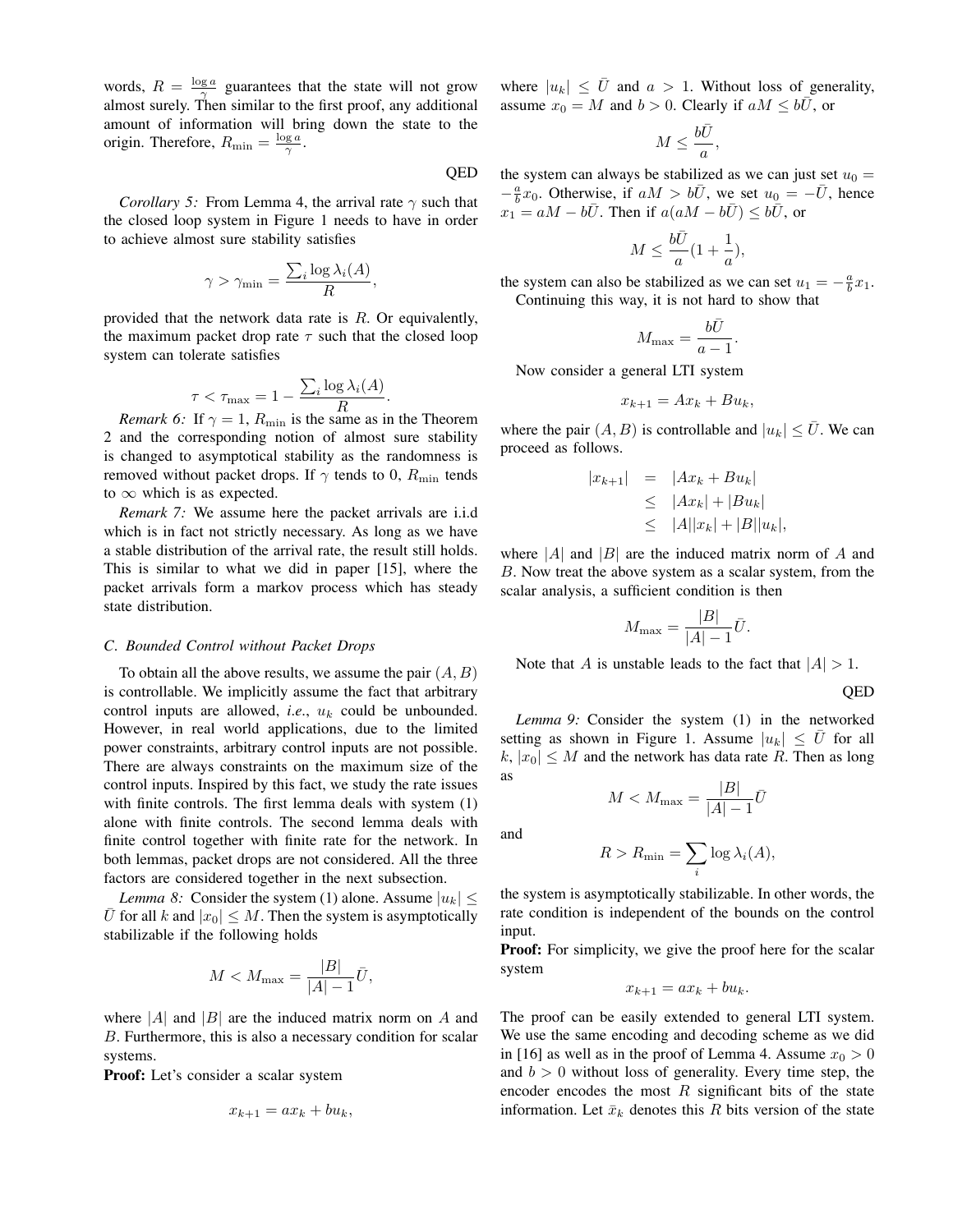words, $R = \frac{\log a}{\gamma}$ guarantees that the state will not grow almost surely. Then similar to the first proof, any additional amount of information will bring down the state to the origin. Therefore, $R_{\min} = \frac{\log a}{\gamma}$.

QED

*Corollary 5:* From Lemma 4, the arrival rate $\gamma$ such that the closed loop system in Figure 1 needs to have in order to achieve almost sure stability satisfies

$$\gamma > \gamma_{\min} = \frac{\sum_i \log \lambda_i(A)}{R},$$

provided that the network data rate is $R$. Or equivalently, the maximum packet drop rate $\tau$ such that the closed loop system can tolerate satisfies

$$\tau < \tau_{\max} = 1 - \frac{\sum_i \log \lambda_i(A)}{R}.$$

*Remark 6:* If $\gamma = 1$, $R_{\min}$ is the same as in the Theorem 2 and the corresponding notion of almost sure stability is changed to asymptotical stability as the randomness is removed without packet drops. If $\gamma$ tends to 0, $R_{\min}$ tends to $\infty$ which is as expected.

*Remark 7:* We assume here the packet arrivals are i.i.d which is in fact not strictly necessary. As long as we have a stable distribution of the arrival rate, the result still holds. This is similar to what we did in paper [15], where the packet arrivals form a markov process which has steady state distribution.

### C. Bounded Control without Packet Drops

To obtain all the above results, we assume the pair $(A, B)$ is controllable. We implicitly assume the fact that arbitrary control inputs are allowed, *i.e.*, $u_k$ could be unbounded. However, in real world applications, due to the limited power constraints, arbitrary control inputs are not possible. There are always constraints on the maximum size of the control inputs. Inspired by this fact, we study the rate issues with finite controls. The first lemma deals with system (1) alone with finite controls. The second lemma deals with finite control together with finite rate for the network. In both lemmas, packet drops are not considered. All the three factors are considered together in the next subsection.

*Lemma 8:* Consider the system (1) alone. Assume $|u_k| \le \bar{U}$ for all $k$ and $|x_0| \le M$. Then the system is asymptotically stabilizable if the following holds

$$M < M_{\max} = \frac{|B|}{|A| - 1}\bar{U},$$

where $|A|$ and $|B|$ are the induced matrix norm on $A$ and $B$. Furthermore, this is also a necessary condition for scalar systems.

**Proof:** Let's consider a scalar system

$$x_{k+1} = ax_k + bu_k,$$

where $|u_k| \le \bar{U}$ and $a > 1$. Without loss of generality, assume $x_0 = M$ and $b > 0$. Clearly if $aM \le b\bar{U}$, or

$$M \le \frac{b\bar{U}}{a},$$

the system can always be stabilized as we can just set $u_0 = -\frac{a}{b}x_0$. Otherwise, if $aM > b\bar{U}$, we set $u_0 = -\bar{U}$, hence $x_1 = aM - b\bar{U}$. Then if $a(aM - b\bar{U}) \le b\bar{U}$, or

$$M \le \frac{b\bar{U}}{a}(1 + \frac{1}{a}),$$

the system can also be stabilized as we can set $u_1 = -\frac{a}{b}x_1$.

Continuing this way, it is not hard to show that

$$M_{\max} = \frac{b\bar{U}}{a - 1}.$$

Now consider a general LTI system

$$x_{k+1} = Ax_k + Bu_k,$$

where the pair $(A, B)$ is controllable and $|u_k| \le \bar{U}$. We can proceed as follows.

$$\begin{aligned}
|x_{k+1}| &= |Ax_k + Bu_k| \\
&\le |Ax_k| + |Bu_k| \\
&\le |A||x_k| + |B||u_k|,
\end{aligned}$$

where $|A|$ and $|B|$ are the induced matrix norm of $A$ and $B$. Now treat the above system as a scalar system, from the scalar analysis, a sufficient condition is then

$$M_{\max} = \frac{|B|}{|A| - 1}\bar{U}.$$

Note that $A$ is unstable leads to the fact that $|A| > 1$.

QED

*Lemma 9:* Consider the system (1) in the networked setting as shown in Figure 1. Assume $|u_k| \le \bar{U}$ for all $k$, $|x_0| \le M$ and the network has data rate $R$. Then as long as

$$M < M_{\max} = \frac{|B|}{|A| - 1}\bar{U}$$

and

$$R > R_{\min} = \sum_i \log \lambda_i(A),$$

the system is asymptotically stabilizable. In other words, the rate condition is independent of the bounds on the control input.

**Proof:** For simplicity, we give the proof here for the scalar system

$$x_{k+1} = ax_k + bu_k.$$

The proof can be easily extended to general LTI system. We use the same encoding and decoding scheme as we did in [16] as well as in the proof of Lemma 4. Assume $x_0 > 0$ and $b > 0$ without loss of generality. Every time step, the encoder encodes the most $R$ significant bits of the state information. Let $\bar{x}_k$ denotes this $R$ bits version of the state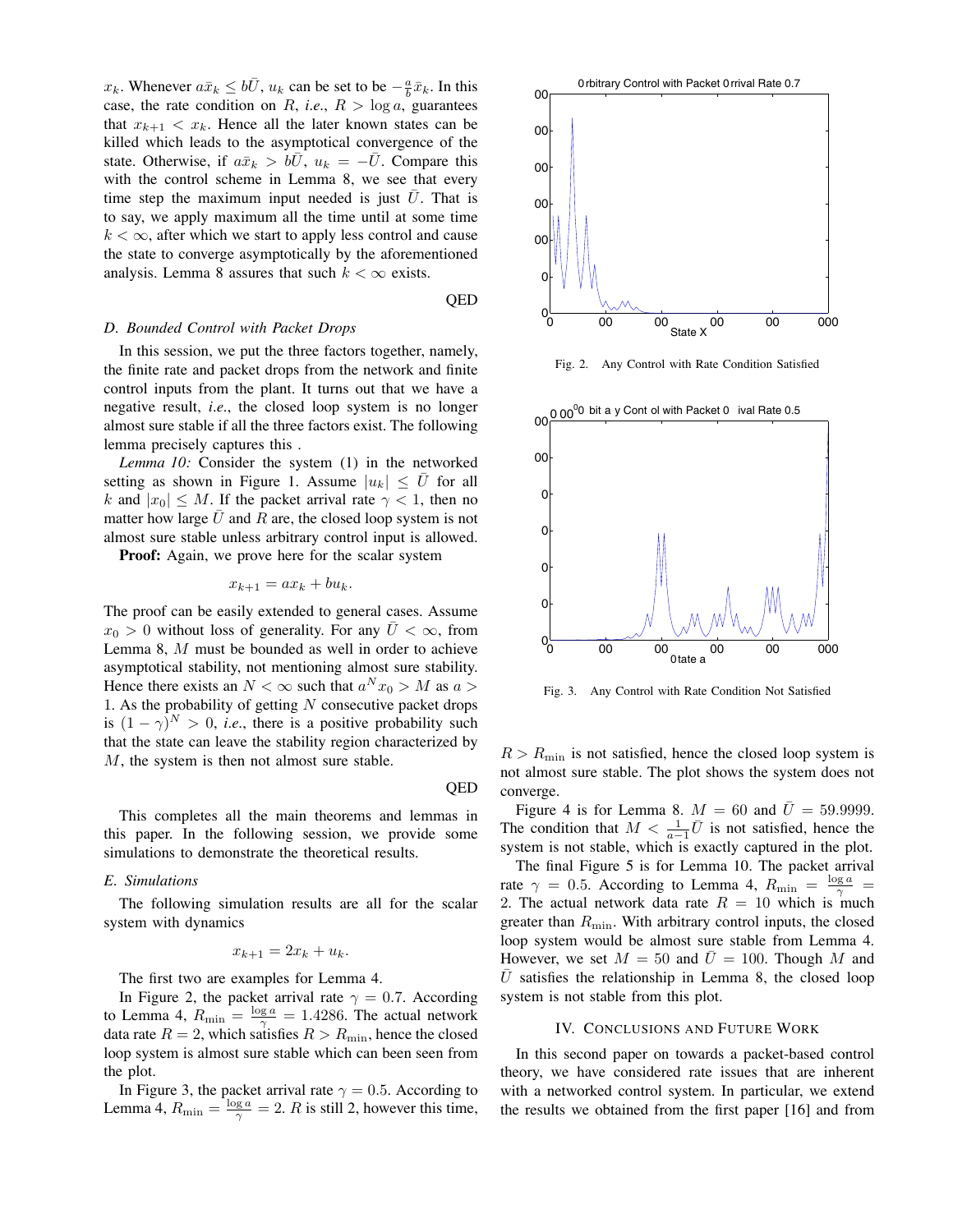$x_k$. Whenever $a\bar{x}_k \leq b\bar{U}$, $u_k$ can be set to be $-\frac{a}{b}\bar{x}_k$. In this case, the rate condition on $R$, *i.e.*, $R > \log a$, guarantees that $x_{k+1} < x_k$. Hence all the later known states can be killed which leads to the asymptotical convergence of the state. Otherwise, if $a\bar{x}_k > b\bar{U}$, $u_k = -\bar{U}$. Compare this with the control scheme in Lemma 8, we see that every time step the maximum input needed is just $\bar{U}$. That is to say, we apply maximum all the time until at some time $k < \infty$, after which we start to apply less control and cause the state to converge asymptotically by the aforementioned analysis. Lemma 8 assures that such $k < \infty$ exists.

QED

### D. Bounded Control with Packet Drops

In this session, we put the three factors together, namely, the finite rate and packet drops from the network and finite control inputs from the plant. It turns out that we have a negative result, *i.e.*, the closed loop system is no longer almost sure stable if all the three factors exist. The following lemma precisely captures this .

*Lemma 10:* Consider the system (1) in the networked setting as shown in Figure 1. Assume $|u_k| \leq \bar{U}$ for all $k$ and $|x_0| \leq M$. If the packet arrival rate $\gamma < 1$, then no matter how large $\bar{U}$ and $R$ are, the closed loop system is not almost sure stable unless arbitrary control input is allowed.

**Proof:** Again, we prove here for the scalar system

$$x_{k+1} = ax_k + bu_k.$$

The proof can be easily extended to general cases. Assume $x_0 > 0$ without loss of generality. For any $\bar{U} < \infty$, from Lemma 8, $M$ must be bounded as well in order to achieve asymptotical stability, not mentioning almost sure stability. Hence there exists an $N < \infty$ such that $a^N x_0 > M$ as $a > 1$. As the probability of getting $N$ consecutive packet drops is $(1-\gamma)^N > 0$, *i.e.*, there is a positive probability such that the state can leave the stability region characterized by $M$, the system is then not almost sure stable.

QED

This completes all the main theorems and lemmas in this paper. In the following session, we provide some simulations to demonstrate the theoretical results.

### E. Simulations

The following simulation results are all for the scalar system with dynamics

$$x_{k+1} = 2x_k + u_k.$$

The first two are examples for Lemma 4.

In Figure 2, the packet arrival rate $\gamma = 0.7$. According to Lemma 4, $R_{\min} = \frac{\log a}{\gamma} = 1.4286$. The actual network data rate $R = 2$, which satisfies $R > R_{\min}$, hence the closed loop system is almost sure stable which can been seen from the plot.

In Figure 3, the packet arrival rate $\gamma = 0.5$. According to Lemma 4, $R_{\min} = \frac{\log a}{\gamma} = 2$. $R$ is still 2, however this time,

0rbitrary Control with Packet 0rrival Rate 0.7

00
00
00
00
00
0
0
0 00 00 00 00 000
State X

Fig. 2. Any Control with Rate Condition Satisfied

0 00^0 bit a y Cont ol with Packet 0 ival Rate 0.5

00
00
0
0
0
0
0
0 00 00 00 00 000
0tate a

Fig. 3. Any Control with Rate Condition Not Satisfied

$R > R_{\min}$ is not satisfied, hence the closed loop system is not almost sure stable. The plot shows the system does not converge.

Figure 4 is for Lemma 8. $M = 60$ and $\bar{U} = 59.9999$. The condition that $M < \frac{1}{a-1}\bar{U}$ is not satisfied, hence the system is not stable, which is exactly captured in the plot.

The final Figure 5 is for Lemma 10. The packet arrival rate $\gamma = 0.5$. According to Lemma 4, $R_{\min} = \frac{\log a}{\gamma} = 2$. The actual network data rate $R = 10$ which is much greater than $R_{\min}$. With arbitrary control inputs, the closed loop system would be almost sure stable from Lemma 4. However, we set $M = 50$ and $\bar{U} = 100$. Though $M$ and $\bar{U}$ satisfies the relationship in Lemma 8, the closed loop system is not stable from this plot.

## IV. Conclusions and Future Work

In this second paper on towards a packet-based control theory, we have considered rate issues that are inherent with a networked control system. In particular, we extend the results we obtained from the first paper [16] and from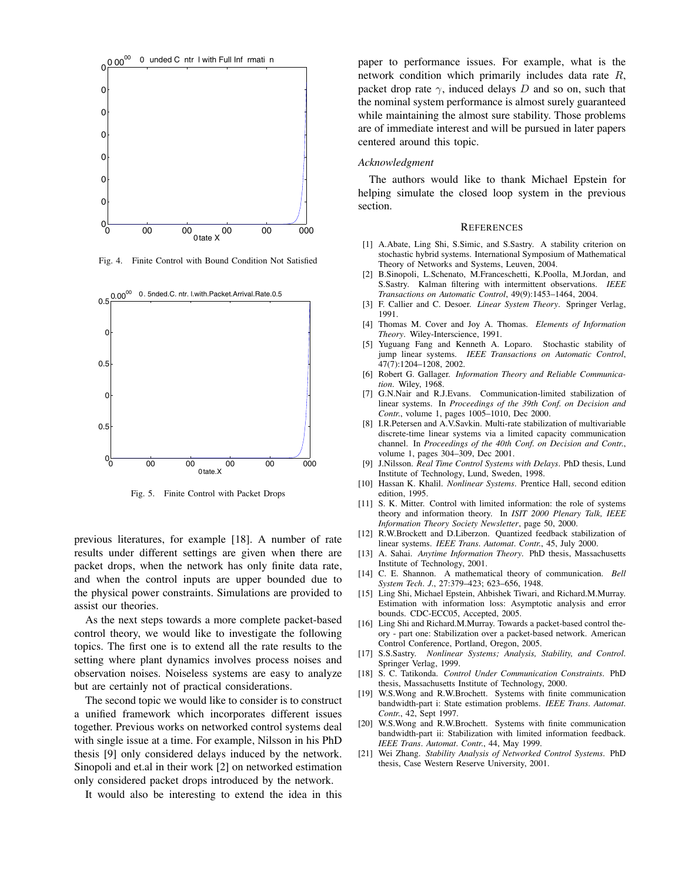0 00[00] 0 unded C ntr l with Full Inf rmati n

0

0

0

0

0

0

0

0

0 00 00 00 00 000

0 tate X

Fig. 4. Finite Control with Bound Condition Not Satisfied

0.00[00] 0. 5nded.C. ntr. l.with.Packet.Arrival.Rate.0.5

0.5

0

0.5

0

0.5

0

0 00 00 00 00 000

0 tate.X

Fig. 5. Finite Control with Packet Drops

previous literatures, for example [18]. A number of rate results under different settings are given when there are packet drops, when the network has only finite data rate, and when the control inputs are upper bounded due to the physical power constraints. Simulations are provided to assist our theories.

As the next steps towards a more complete packet-based control theory, we would like to investigate the following topics. The first one is to extend all the rate results to the setting where plant dynamics involves process noises and observation noises. Noiseless systems are easy to analyze but are certainly not of practical considerations.

The second topic we would like to consider is to construct a unified framework which incorporates different issues together. Previous works on networked control systems deal with single issue at a time. For example, Nilsson in his PhD thesis [9] only considered delays induced by the network. Sinopoli and et.al in their work [2] on networked estimation only considered packet drops introduced by the network.

It would also be interesting to extend the idea in this paper to performance issues. For example, what is the network condition which primarily includes data rate $R$, packet drop rate $\gamma$, induced delays $D$ and so on, such that the nominal system performance is almost surely guaranteed while maintaining the almost sure stability. Those problems are of immediate interest and will be pursued in later papers centered around this topic.

### *Acknowledgment*

The authors would like to thank Michael Epstein for helping simulate the closed loop system in the previous section.

## REFERENCES

[1] A.Abate, Ling Shi, S.Simic, and S.Sastry. A stability criterion on stochastic hybrid systems. International Symposium of Mathematical Theory of Networks and Systems, Leuven, 2004.

[2] B.Sinopoli, L.Schenato, M.Franceschetti, K.Poolla, M.Jordan, and S.Sastry. Kalman filtering with intermittent observations. *IEEE Transactions on Automatic Control*, 49(9):1453–1464, 2004.

[3] F. Callier and C. Desoer. *Linear System Theory*. Springer Verlag, 1991.

[4] Thomas M. Cover and Joy A. Thomas. *Elements of Information Theory*. Wiley-Interscience, 1991.

[5] Yuguang Fang and Kenneth A. Loparo. Stochastic stability of jump linear systems. *IEEE Transactions on Automatic Control*, 47(7):1204–1208, 2002.

[6] Robert G. Gallager. *Information Theory and Reliable Communication*. Wiley, 1968.

[7] G.N.Nair and R.J.Evans. Communication-limited stabilization of linear systems. In *Proceedings of the 39th Conf. on Decision and Contr.*, volume 1, pages 1005–1010, Dec 2000.

[8] I.R.Petersen and A.V.Savkin. Multi-rate stabilization of multivariable discrete-time linear systems via a limited capacity communication channel. In *Proceedings of the 40th Conf. on Decision and Contr.*, volume 1, pages 304–309, Dec 2001.

[9] J.Nilsson. *Real Time Control Systems with Delays*. PhD thesis, Lund Institute of Technology, Lund, Sweden, 1998.

[10] Hassan K. Khalil. *Nonlinear Systems*. Prentice Hall, second edition edition, 1995.

[11] S. K. Mitter. Control with limited information: the role of systems theory and information theory. In *ISIT 2000 Plenary Talk, IEEE Information Theory Society Newsletter*, page 50, 2000.

[12] R.W.Brockett and D.Liberzon. Quantized feedback stabilization of linear systems. *IEEE Trans. Automat. Contr.*, 45, July 2000.

[13] A. Sahai. *Anytime Information Theory*. PhD thesis, Massachusetts Institute of Technology, 2001.

[14] C. E. Shannon. A mathematical theory of communication. *Bell System Tech. J.*, 27:379–423; 623–656, 1948.

[15] Ling Shi, Michael Epstein, Ahbishek Tiwari, and Richard.M.Murray. Estimation with information loss: Asymptotic analysis and error bounds. CDC-ECC05, Accepted, 2005.

[16] Ling Shi and Richard.M.Murray. Towards a packet-based control theory - part one: Stabilization over a packet-based network. American Control Conference, Portland, Oregon, 2005.

[17] S.S.Sastry. *Nonlinear Systems; Analysis, Stability, and Control*. Springer Verlag, 1999.

[18] S. C. Tatikonda. *Control Under Communication Constraints*. PhD thesis, Massachusetts Institute of Technology, 2000.

[19] W.S.Wong and R.W.Brochett. Systems with finite communication bandwidth-part i: State estimation problems. *IEEE Trans. Automat. Contr.*, 42, Sept 1997.

[20] W.S.Wong and R.W.Brochett. Systems with finite communication bandwidth-part ii: Stabilization with limited information feedback. *IEEE Trans. Automat. Contr.*, 44, May 1999.

[21] Wei Zhang. *Stability Analysis of Networked Control Systems*. PhD thesis, Case Western Reserve University, 2001.